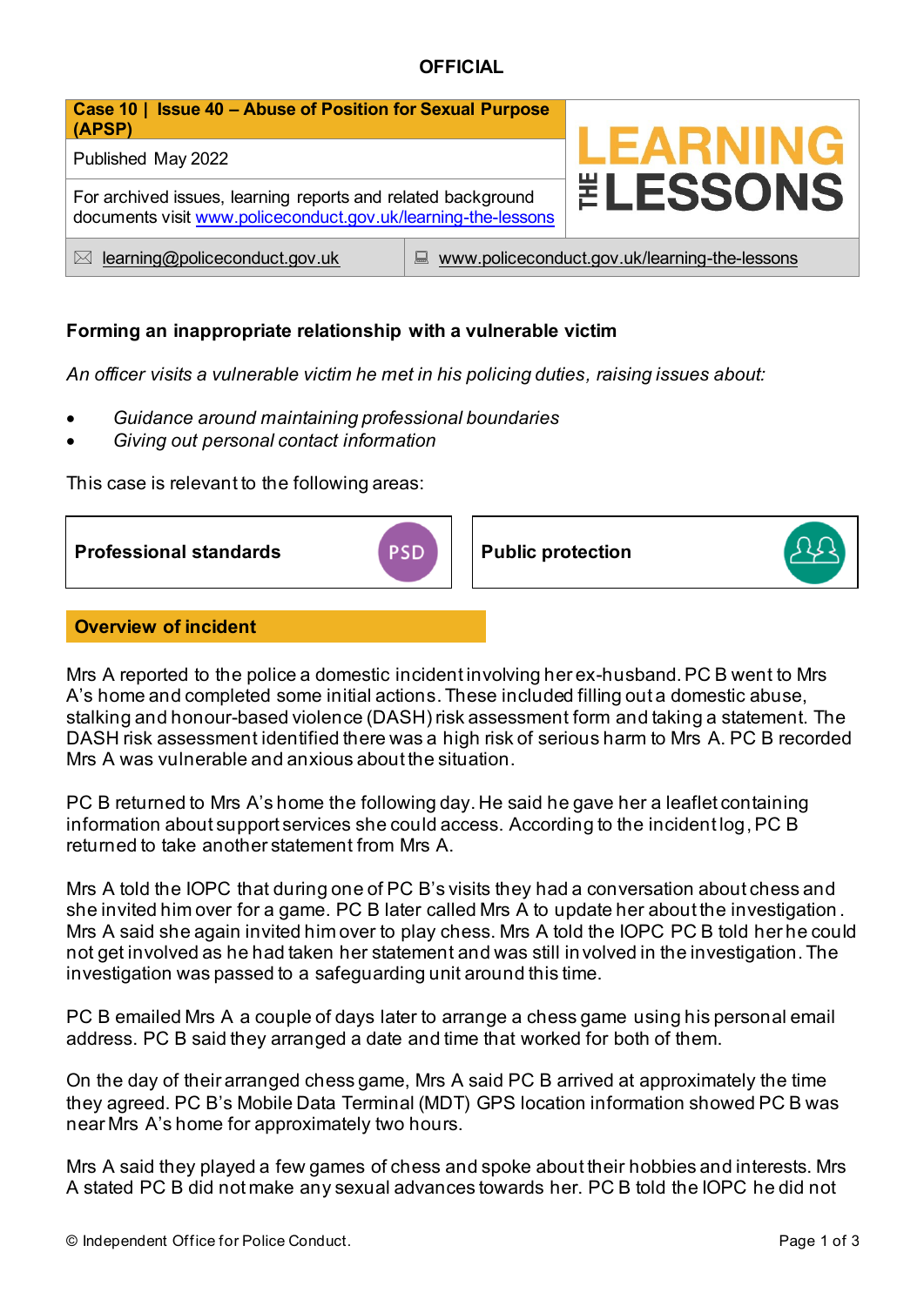**OFFICIAL**

| | |
|---|---|
| **Case 10 \| Issue 40 – Abuse of Position for Sexual Purpose (APSP)** | LEARNING THE LESSONS |
| Published May 2022 | |
| For archived issues, learning reports and related background documents visit [www.policeconduct.gov.uk/learning-the-lessons](http://www.policeconduct.gov.uk/learning-the-lessons) | |
| learning@policeconduct.gov.uk | www.policeconduct.gov.uk/learning-the-lessons |

## Forming an inappropriate relationship with a vulnerable victim

*An officer visits a vulnerable victim he met in his policing duties, raising issues about:*

- *Guidance around maintaining professional boundaries*
- *Giving out personal contact information*

This case is relevant to the following areas:

| | |
|---|---|
| **Professional standards** | **Public protection** |

## Overview of incident

Mrs A reported to the police a domestic incident involving her ex-husband. PC B went to Mrs A's home and completed some initial actions. These included filling out a domestic abuse, stalking and honour-based violence (DASH) risk assessment form and taking a statement. The DASH risk assessment identified there was a high risk of serious harm to Mrs A. PC B recorded Mrs A was vulnerable and anxious about the situation.

PC B returned to Mrs A's home the following day. He said he gave her a leaflet containing information about support services she could access. According to the incident log, PC B returned to take another statement from Mrs A.

Mrs A told the IOPC that during one of PC B's visits they had a conversation about chess and she invited him over for a game. PC B later called Mrs A to update her about the investigation. Mrs A said she again invited him over to play chess. Mrs A told the IOPC PC B told her he could not get involved as he had taken her statement and was still involved in the investigation. The investigation was passed to a safeguarding unit around this time.

PC B emailed Mrs A a couple of days later to arrange a chess game using his personal email address. PC B said they arranged a date and time that worked for both of them.

On the day of their arranged chess game, Mrs A said PC B arrived at approximately the time they agreed. PC B's Mobile Data Terminal (MDT) GPS location information showed PC B was near Mrs A's home for approximately two hours.

Mrs A said they played a few games of chess and spoke about their hobbies and interests. Mrs A stated PC B did not make any sexual advances towards her. PC B told the IOPC he did not

© Independent Office for Police Conduct.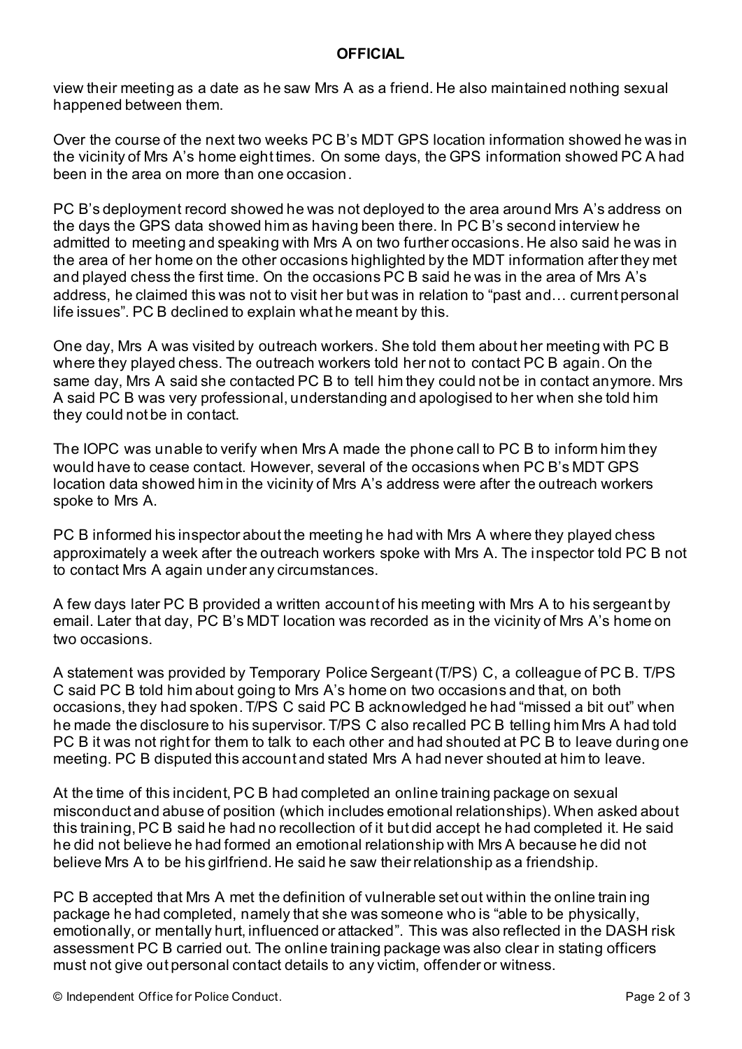view their meeting as a date as he saw Mrs A as a friend. He also maintained nothing sexual happened between them.

Over the course of the next two weeks PC B's MDT GPS location information showed he was in the vicinity of Mrs A's home eight times. On some days, the GPS information showed PC A had been in the area on more than one occasion.

PC B's deployment record showed he was not deployed to the area around Mrs A's address on the days the GPS data showed him as having been there. In PC B's second interview he admitted to meeting and speaking with Mrs A on two further occasions. He also said he was in the area of her home on the other occasions highlighted by the MDT information after they met and played chess the first time. On the occasions PC B said he was in the area of Mrs A's address, he claimed this was not to visit her but was in relation to "past and… current personal life issues". PC B declined to explain what he meant by this.

One day, Mrs A was visited by outreach workers. She told them about her meeting with PC B where they played chess. The outreach workers told her not to contact PC B again. On the same day, Mrs A said she contacted PC B to tell him they could not be in contact anymore. Mrs A said PC B was very professional, understanding and apologised to her when she told him they could not be in contact.

The IOPC was unable to verify when Mrs A made the phone call to PC B to inform him they would have to cease contact. However, several of the occasions when PC B's MDT GPS location data showed him in the vicinity of Mrs A's address were after the outreach workers spoke to Mrs A.

PC B informed his inspector about the meeting he had with Mrs A where they played chess approximately a week after the outreach workers spoke with Mrs A. The inspector told PC B not to contact Mrs A again under any circumstances.

A few days later PC B provided a written account of his meeting with Mrs A to his sergeant by email. Later that day, PC B's MDT location was recorded as in the vicinity of Mrs A's home on two occasions.

A statement was provided by Temporary Police Sergeant (T/PS) C, a colleague of PC B. T/PS C said PC B told him about going to Mrs A's home on two occasions and that, on both occasions, they had spoken. T/PS C said PC B acknowledged he had "missed a bit out" when he made the disclosure to his supervisor. T/PS C also recalled PC B telling him Mrs A had told PC B it was not right for them to talk to each other and had shouted at PC B to leave during one meeting. PC B disputed this account and stated Mrs A had never shouted at him to leave.

At the time of this incident, PC B had completed an online training package on sexual misconduct and abuse of position (which includes emotional relationships). When asked about this training, PC B said he had no recollection of it but did accept he had completed it. He said he did not believe he had formed an emotional relationship with Mrs A because he did not believe Mrs A to be his girlfriend. He said he saw their relationship as a friendship.

PC B accepted that Mrs A met the definition of vulnerable set out within the online training package he had completed, namely that she was someone who is "able to be physically, emotionally, or mentally hurt, influenced or attacked". This was also reflected in the DASH risk assessment PC B carried out. The online training package was also clear in stating officers must not give out personal contact details to any victim, offender or witness.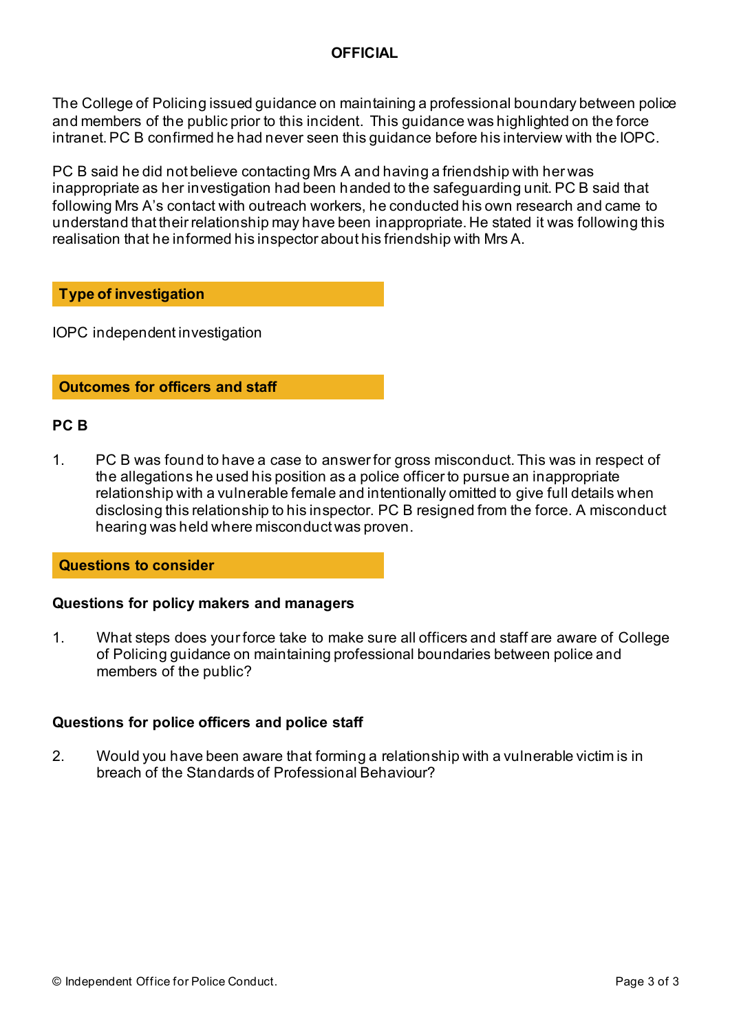The College of Policing issued guidance on maintaining a professional boundary between police and members of the public prior to this incident. This guidance was highlighted on the force intranet. PC B confirmed he had never seen this guidance before his interview with the IOPC.

PC B said he did not believe contacting Mrs A and having a friendship with her was inappropriate as her investigation had been handed to the safeguarding unit. PC B said that following Mrs A's contact with outreach workers, he conducted his own research and came to understand that their relationship may have been inappropriate. He stated it was following this realisation that he informed his inspector about his friendship with Mrs A.

## Type of investigation

IOPC independent investigation

## Outcomes for officers and staff

### PC B

1. PC B was found to have a case to answer for gross misconduct. This was in respect of the allegations he used his position as a police officer to pursue an inappropriate relationship with a vulnerable female and intentionally omitted to give full details when disclosing this relationship to his inspector. PC B resigned from the force. A misconduct hearing was held where misconduct was proven.

## Questions to consider

### Questions for policy makers and managers

1. What steps does your force take to make sure all officers and staff are aware of College of Policing guidance on maintaining professional boundaries between police and members of the public?

### Questions for police officers and police staff

2. Would you have been aware that forming a relationship with a vulnerable victim is in breach of the Standards of Professional Behaviour?